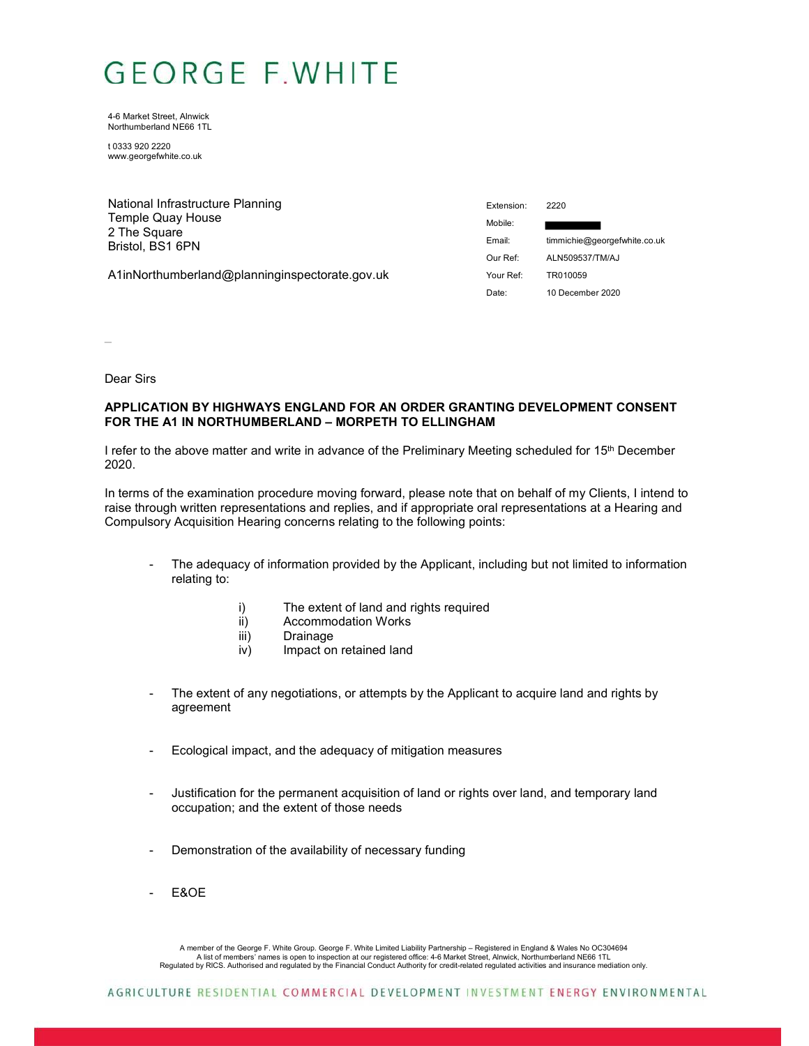# GEORGE F.WHITE

4-6 Market Street, Alnwick
Northumberland NE66 1TL

t 0333 920 2220
www.georgefwhite.co.uk

National Infrastructure Planning
Temple Quay House
2 The Square
Bristol, BS1 6PN

A1inNorthumberland@planninginspectorate.gov.uk

| | |
|---|---|
| Extension: | 2220 |
| Mobile: | |
| Email: | timmichie@georgefwhite.co.uk |
| Our Ref: | ALN509537/TM/AJ |
| Your Ref: | TR010059 |
| Date: | 10 December 2020 |

Dear Sirs

**APPLICATION BY HIGHWAYS ENGLAND FOR AN ORDER GRANTING DEVELOPMENT CONSENT FOR THE A1 IN NORTHUMBERLAND – MORPETH TO ELLINGHAM**

I refer to the above matter and write in advance of the Preliminary Meeting scheduled for 15th December 2020.

In terms of the examination procedure moving forward, please note that on behalf of my Clients, I intend to raise through written representations and replies, and if appropriate oral representations at a Hearing and Compulsory Acquisition Hearing concerns relating to the following points:

- The adequacy of information provided by the Applicant, including but not limited to information relating to:
  - i) The extent of land and rights required
  - ii) Accommodation Works
  - iii) Drainage
  - iv) Impact on retained land

- The extent of any negotiations, or attempts by the Applicant to acquire land and rights by agreement

- Ecological impact, and the adequacy of mitigation measures

- Justification for the permanent acquisition of land or rights over land, and temporary land occupation; and the extent of those needs

- Demonstration of the availability of necessary funding

- E&OE

A member of the George F. White Group. George F. White Limited Liability Partnership – Registered in England & Wales No OC304694
A list of members' names is open to inspection at our registered office: 4-6 Market Street, Alnwick, Northumberland NE66 1TL
Regulated by RICS. Authorised and regulated by the Financial Conduct Authority for credit-related regulated activities and insurance mediation only.

AGRICULTURE RESIDENTIAL COMMERCIAL DEVELOPMENT INVESTMENT ENERGY ENVIRONMENTAL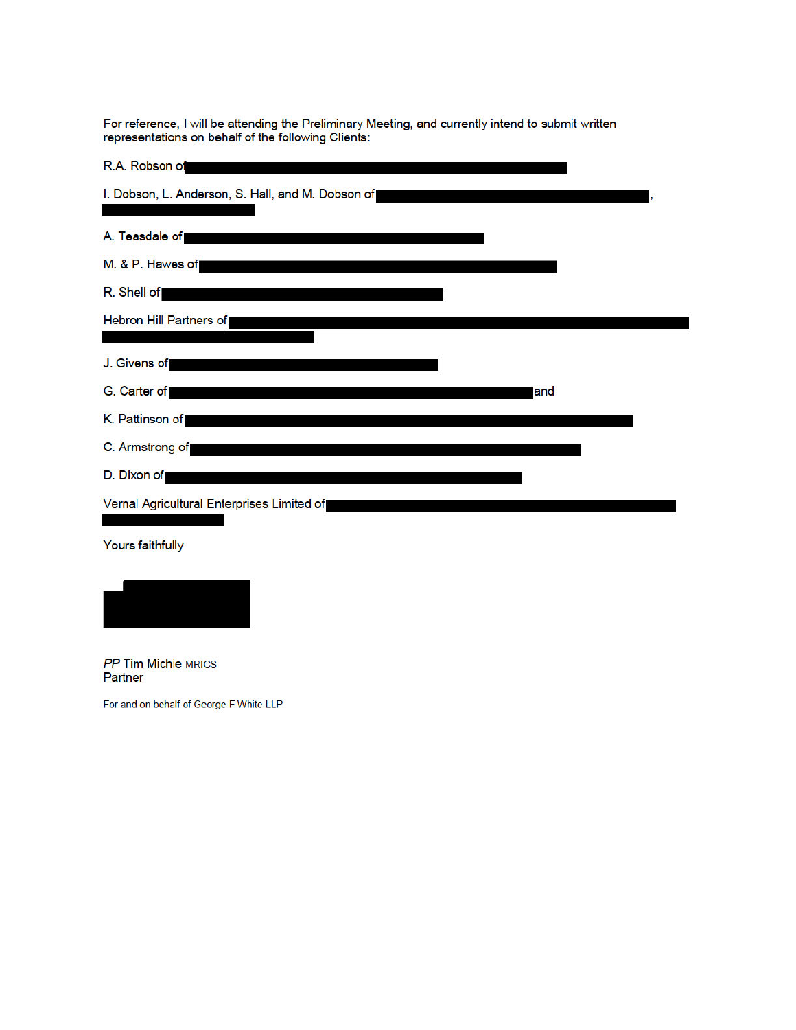For reference, I will be attending the Preliminary Meeting, and currently intend to submit written representations on behalf of the following Clients:

R.A. Robson of

I. Dobson, L. Anderson, S. Hall, and M. Dobson of ,

A. Teasdale of

M. & P. Hawes of

R. Shell of

Hebron Hill Partners of

J. Givens of

G. Carter of and

K. Pattinson of

C. Armstrong of

D. Dixon of

Vernal Agricultural Enterprises Limited of

Yours faithfully

*PP* Tim Michie MRICS
Partner

For and on behalf of George F White LLP